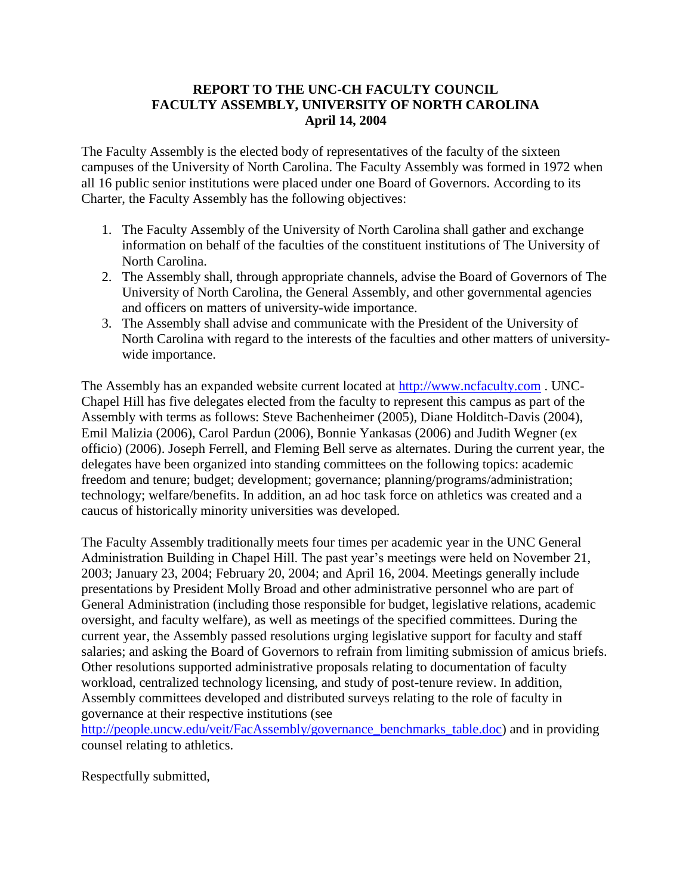**REPORT TO THE UNC-CH FACULTY COUNCIL**
**FACULTY ASSEMBLY, UNIVERSITY OF NORTH CAROLINA**
**April 14, 2004**

The Faculty Assembly is the elected body of representatives of the faculty of the sixteen campuses of the University of North Carolina. The Faculty Assembly was formed in 1972 when all 16 public senior institutions were placed under one Board of Governors. According to its Charter, the Faculty Assembly has the following objectives:

1. The Faculty Assembly of the University of North Carolina shall gather and exchange information on behalf of the faculties of the constituent institutions of The University of North Carolina.
2. The Assembly shall, through appropriate channels, advise the Board of Governors of The University of North Carolina, the General Assembly, and other governmental agencies and officers on matters of university-wide importance.
3. The Assembly shall advise and communicate with the President of the University of North Carolina with regard to the interests of the faculties and other matters of university-wide importance.

The Assembly has an expanded website current located at http://www.ncfaculty.com . UNC-Chapel Hill has five delegates elected from the faculty to represent this campus as part of the Assembly with terms as follows: Steve Bachenheimer (2005), Diane Holditch-Davis (2004), Emil Malizia (2006), Carol Pardun (2006), Bonnie Yankasas (2006) and Judith Wegner (ex officio) (2006). Joseph Ferrell, and Fleming Bell serve as alternates. During the current year, the delegates have been organized into standing committees on the following topics: academic freedom and tenure; budget; development; governance; planning/programs/administration; technology; welfare/benefits. In addition, an ad hoc task force on athletics was created and a caucus of historically minority universities was developed.

The Faculty Assembly traditionally meets four times per academic year in the UNC General Administration Building in Chapel Hill. The past year's meetings were held on November 21, 2003; January 23, 2004; February 20, 2004; and April 16, 2004. Meetings generally include presentations by President Molly Broad and other administrative personnel who are part of General Administration (including those responsible for budget, legislative relations, academic oversight, and faculty welfare), as well as meetings of the specified committees. During the current year, the Assembly passed resolutions urging legislative support for faculty and staff salaries; and asking the Board of Governors to refrain from limiting submission of amicus briefs. Other resolutions supported administrative proposals relating to documentation of faculty workload, centralized technology licensing, and study of post-tenure review. In addition, Assembly committees developed and distributed surveys relating to the role of faculty in governance at their respective institutions (see http://people.uncw.edu/veit/FacAssembly/governance_benchmarks_table.doc) and in providing counsel relating to athletics.

Respectfully submitted,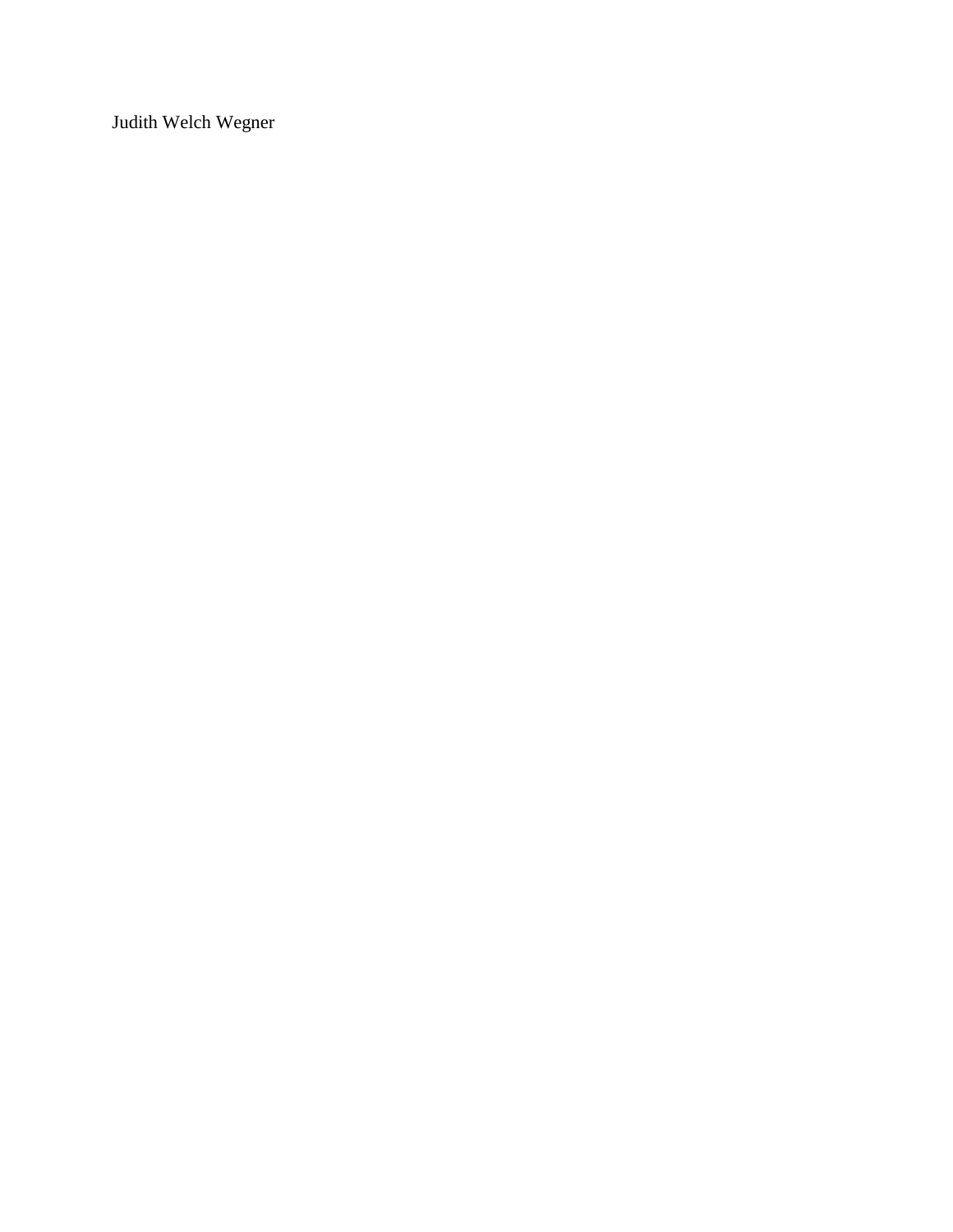Judith Welch Wegner